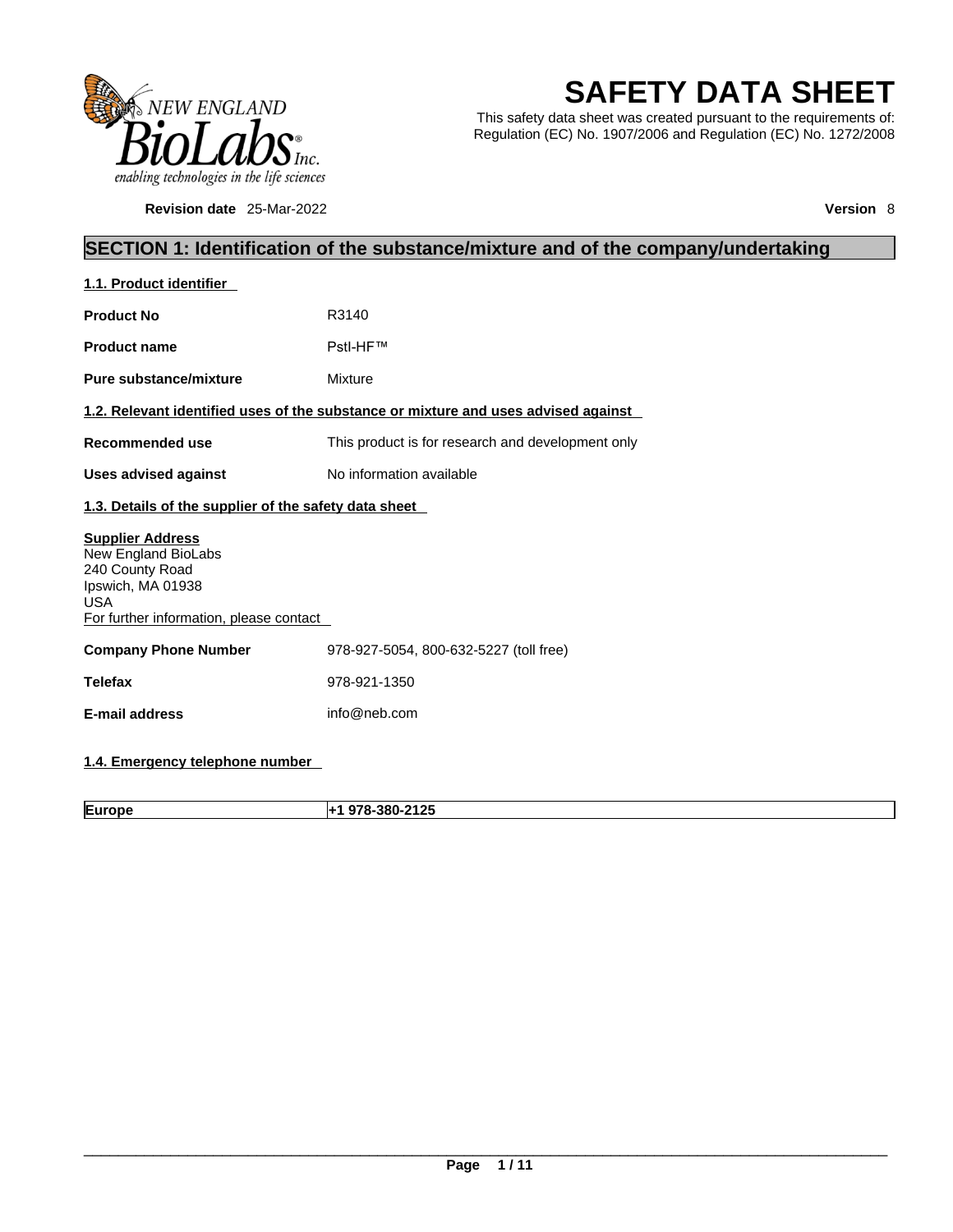# SAFETY DATA SHEET

This safety data sheet was created pursuant to the requirements of: Regulation (EC) No. 1907/2006 and Regulation (EC) No. 1272/2008

**Revision date** 25-Mar-2022 **Version** 8

## SECTION 1: Identification of the substance/mixture and of the company/undertaking

### 1.1. Product identifier

**Product No** R3140

**Product name** PstI-HF™

**Pure substance/mixture** Mixture

### 1.2. Relevant identified uses of the substance or mixture and uses advised against

**Recommended use** This product is for research and development only

**Uses advised against** No information available

### 1.3. Details of the supplier of the safety data sheet

**Supplier Address**
New England BioLabs
240 County Road
Ipswich, MA 01938
USA
For further information, please contact

**Company Phone Number** 978-927-5054, 800-632-5227 (toll free)

**Telefax** 978-921-1350

**E-mail address** info@neb.com

### 1.4. Emergency telephone number

| **Europe** | **+1 978-380-2125** |
|---|---|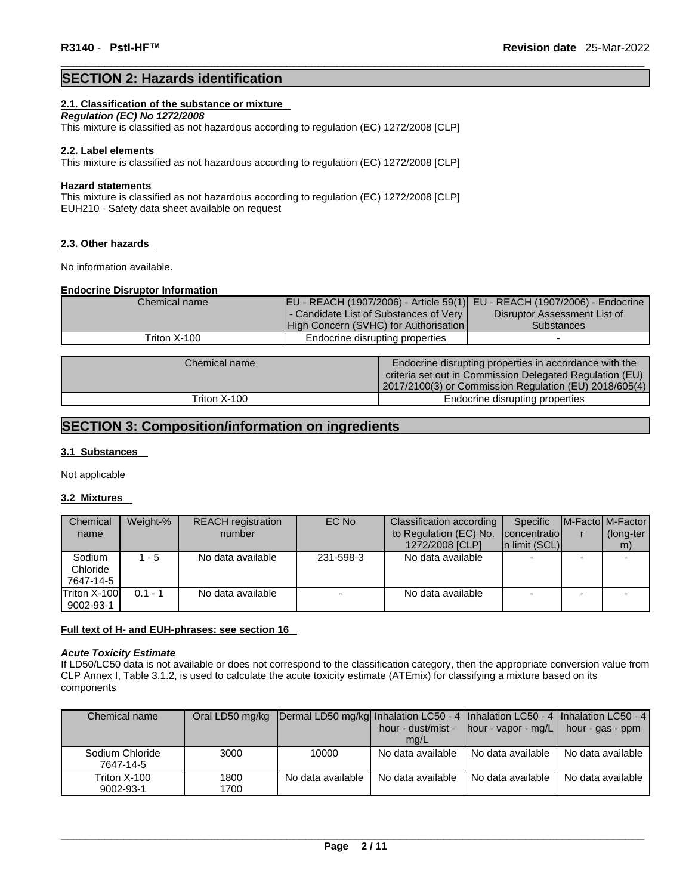## SECTION 2: Hazards identification

### 2.1. Classification of the substance or mixture

***Regulation (EC) No 1272/2008***

This mixture is classified as not hazardous according to regulation (EC) 1272/2008 [CLP]

### 2.2. Label elements

This mixture is classified as not hazardous according to regulation (EC) 1272/2008 [CLP]

**Hazard statements**

This mixture is classified as not hazardous according to regulation (EC) 1272/2008 [CLP]
EUH210 - Safety data sheet available on request

### 2.3. Other hazards

No information available.

**Endocrine Disruptor Information**

| Chemical name | EU - REACH (1907/2006) - Article 59(1) - Candidate List of Substances of Very High Concern (SVHC) for Authorisation | EU - REACH (1907/2006) - Endocrine Disruptor Assessment List of Substances |
|---|---|---|
| Triton X-100 | Endocrine disrupting properties | - |

| Chemical name | Endocrine disrupting properties in accordance with the criteria set out in Commission Delegated Regulation (EU) 2017/2100(3) or Commission Regulation (EU) 2018/605(4) |
|---|---|
| Triton X-100 | Endocrine disrupting properties |

## SECTION 3: Composition/information on ingredients

### 3.1 Substances

Not applicable

### 3.2 Mixtures

| Chemical name | Weight-% | REACH registration number | EC No | Classification according to Regulation (EC) No. 1272/2008 [CLP] | Specific concentration limit (SCL) | M-Factor | M-Factor (long-term) |
|---|---|---|---|---|---|---|---|
| Sodium Chloride 7647-14-5 | 1 - 5 | No data available | 231-598-3 | No data available | - | - | - |
| Triton X-100 9002-93-1 | 0.1 - 1 | No data available | - | No data available | - | - | - |

**Full text of H- and EUH-phrases: see section 16**

***Acute Toxicity Estimate***

If LD50/LC50 data is not available or does not correspond to the classification category, then the appropriate conversion value from CLP Annex I, Table 3.1.2, is used to calculate the acute toxicity estimate (ATEmix) for classifying a mixture based on its components

| Chemical name | Oral LD50 mg/kg | Dermal LD50 mg/kg | Inhalation LC50 - 4 hour - dust/mist - mg/L | Inhalation LC50 - 4 hour - vapor - mg/L | Inhalation LC50 - 4 hour - gas - ppm |
|---|---|---|---|---|---|
| Sodium Chloride 7647-14-5 | 3000 | 10000 | No data available | No data available | No data available |
| Triton X-100 9002-93-1 | 1800 1700 | No data available | No data available | No data available | No data available |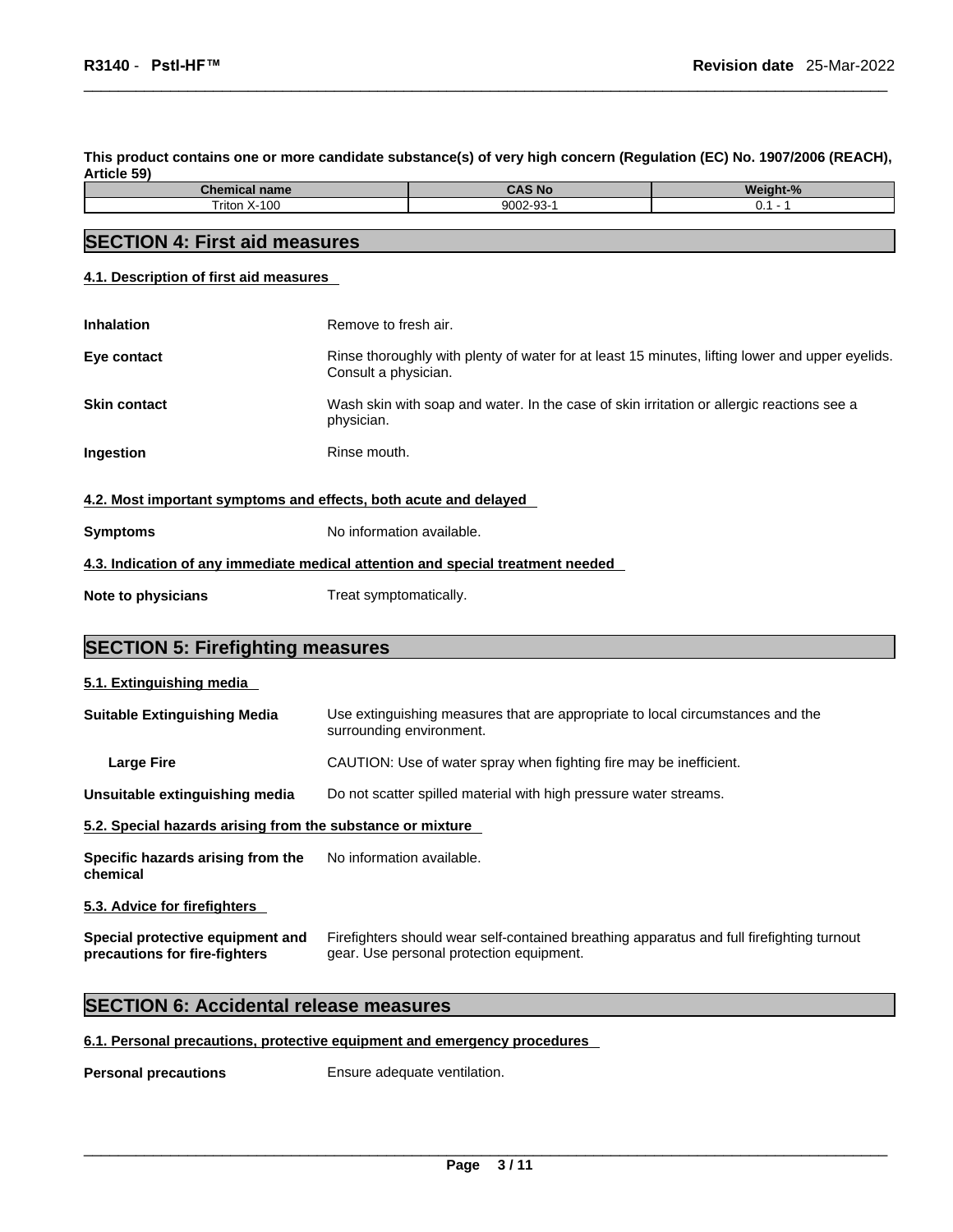**This product contains one or more candidate substance(s) of very high concern (Regulation (EC) No. 1907/2006 (REACH), Article 59)**

| Chemical name | CAS No | Weight-% |
|---|---|---|
| Triton X-100 | 9002-93-1 | 0.1 - 1 |

## SECTION 4: First aid measures

### 4.1. Description of first aid measures

**Inhalation** Remove to fresh air.

**Eye contact** Rinse thoroughly with plenty of water for at least 15 minutes, lifting lower and upper eyelids. Consult a physician.

**Skin contact** Wash skin with soap and water. In the case of skin irritation or allergic reactions see a physician.

**Ingestion** Rinse mouth.

### 4.2. Most important symptoms and effects, both acute and delayed

**Symptoms** No information available.

### 4.3. Indication of any immediate medical attention and special treatment needed

**Note to physicians** Treat symptomatically.

## SECTION 5: Firefighting measures

### 5.1. Extinguishing media

**Suitable Extinguishing Media** Use extinguishing measures that are appropriate to local circumstances and the surrounding environment.

**Large Fire** CAUTION: Use of water spray when fighting fire may be inefficient.

**Unsuitable extinguishing media** Do not scatter spilled material with high pressure water streams.

### 5.2. Special hazards arising from the substance or mixture

**Specific hazards arising from the chemical** No information available.

### 5.3. Advice for firefighters

**Special protective equipment and precautions for fire-fighters** Firefighters should wear self-contained breathing apparatus and full firefighting turnout gear. Use personal protection equipment.

## SECTION 6: Accidental release measures

### 6.1. Personal precautions, protective equipment and emergency procedures

**Personal precautions** Ensure adequate ventilation.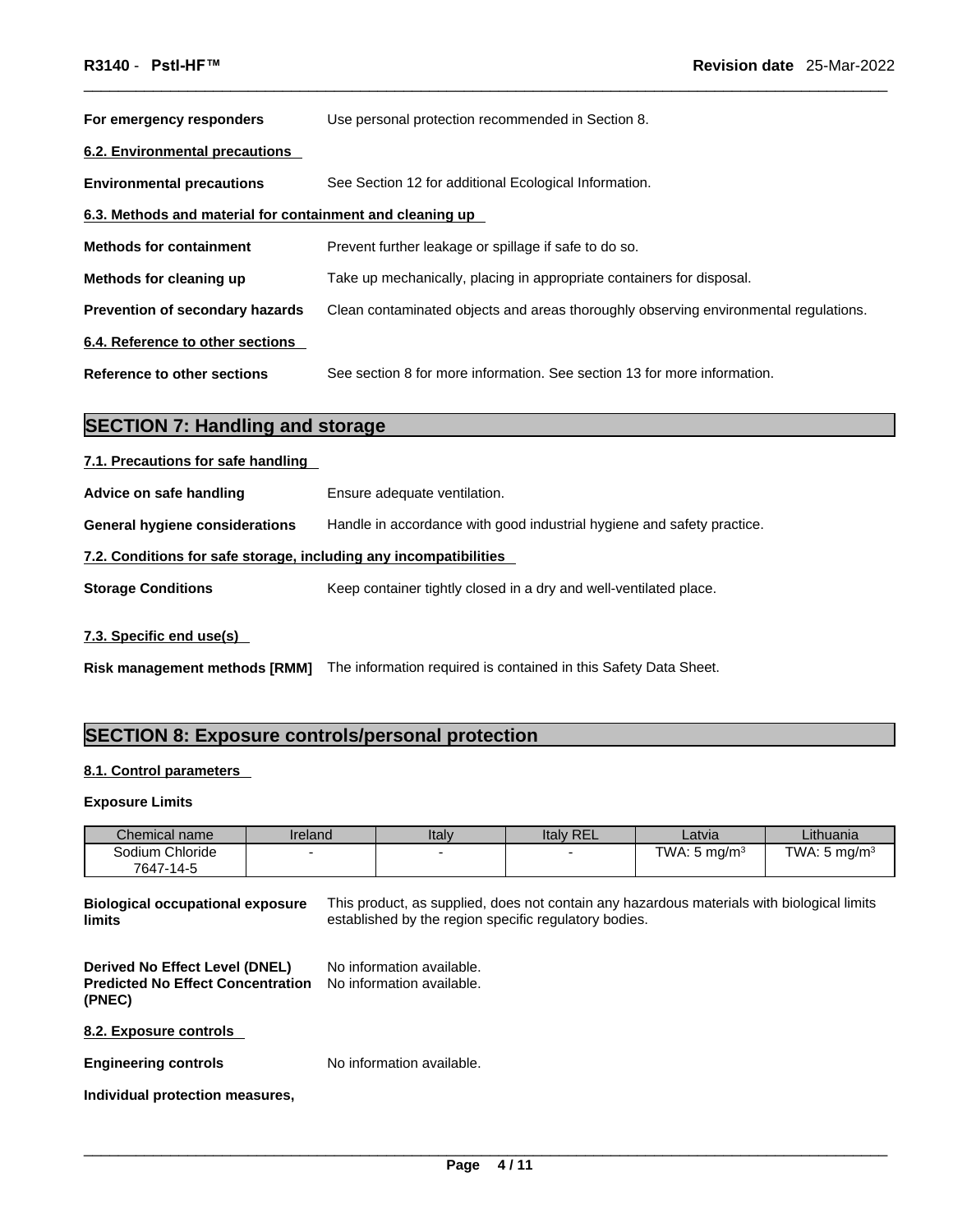**For emergency responders** Use personal protection recommended in Section 8.

**6.2. Environmental precautions**

**Environmental precautions** See Section 12 for additional Ecological Information.

**6.3. Methods and material for containment and cleaning up**

**Methods for containment** Prevent further leakage or spillage if safe to do so.

**Methods for cleaning up** Take up mechanically, placing in appropriate containers for disposal.

**Prevention of secondary hazards** Clean contaminated objects and areas thoroughly observing environmental regulations.

**6.4. Reference to other sections**

**Reference to other sections** See section 8 for more information. See section 13 for more information.

## SECTION 7: Handling and storage

**7.1. Precautions for safe handling**

**Advice on safe handling** Ensure adequate ventilation.

**General hygiene considerations** Handle in accordance with good industrial hygiene and safety practice.

**7.2. Conditions for safe storage, including any incompatibilities**

**Storage Conditions** Keep container tightly closed in a dry and well-ventilated place.

**7.3. Specific end use(s)**

**Risk management methods [RMM]** The information required is contained in this Safety Data Sheet.

## SECTION 8: Exposure controls/personal protection

**8.1. Control parameters**

**Exposure Limits**

| Chemical name | Ireland | Italy | Italy REL | Latvia | Lithuania |
|---|---|---|---|---|---|
| Sodium Chloride 7647-14-5 | - | - | - | TWA: 5 mg/m³ | TWA: 5 mg/m³ |

**Biological occupational exposure limits** This product, as supplied, does not contain any hazardous materials with biological limits established by the region specific regulatory bodies.

**Derived No Effect Level (DNEL)** No information available.
**Predicted No Effect Concentration (PNEC)** No information available.

**8.2. Exposure controls**

**Engineering controls** No information available.

**Individual protection measures,**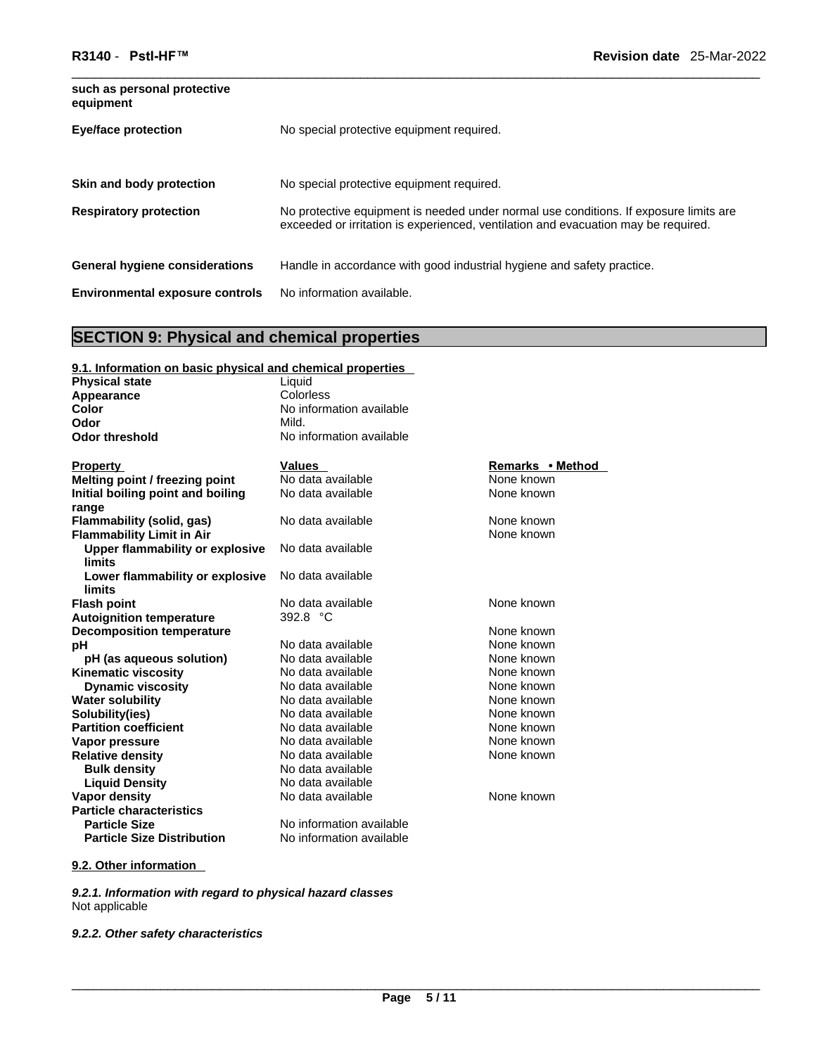**such as personal protective equipment**

| | |
|---|---|
| **Eye/face protection** | No special protective equipment required. |
| **Skin and body protection** | No special protective equipment required. |
| **Respiratory protection** | No protective equipment is needed under normal use conditions. If exposure limits are exceeded or irritation is experienced, ventilation and evacuation may be required. |
| **General hygiene considerations** | Handle in accordance with good industrial hygiene and safety practice. |
| **Environmental exposure controls** | No information available. |

## SECTION 9: Physical and chemical properties

**9.1. Information on basic physical and chemical properties**

| | |
|---|---|
| **Physical state** | Liquid |
| **Appearance** | Colorless |
| **Color** | No information available |
| **Odor** | Mild. |
| **Odor threshold** | No information available |

| Property | Values | Remarks • Method |
|---|---|---|
| **Melting point / freezing point** | No data available | None known |
| **Initial boiling point and boiling range** | No data available | None known |
| **Flammability (solid, gas)** | No data available | None known |
| **Flammability Limit in Air** | | None known |
| **Upper flammability or explosive limits** | No data available | |
| **Lower flammability or explosive limits** | No data available | |
| **Flash point** | No data available | None known |
| **Autoignition temperature** | 392.8 °C | |
| **Decomposition temperature** | | None known |
| **pH** | No data available | None known |
| **pH (as aqueous solution)** | No data available | None known |
| **Kinematic viscosity** | No data available | None known |
| **Dynamic viscosity** | No data available | None known |
| **Water solubility** | No data available | None known |
| **Solubility(ies)** | No data available | None known |
| **Partition coefficient** | No data available | None known |
| **Vapor pressure** | No data available | None known |
| **Relative density** | No data available | None known |
| **Bulk density** | No data available | |
| **Liquid Density** | No data available | |
| **Vapor density** | No data available | None known |
| **Particle characteristics** | | |
| **Particle Size** | No information available | |
| **Particle Size Distribution** | No information available | |

**9.2. Other information**

***9.2.1. Information with regard to physical hazard classes***

Not applicable

***9.2.2. Other safety characteristics***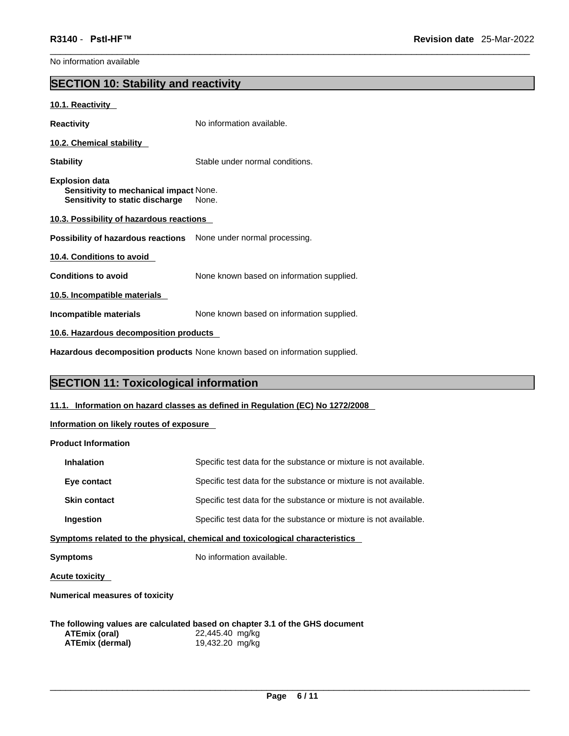No information available

## SECTION 10: Stability and reactivity

### 10.1. Reactivity

**Reactivity** No information available.

### 10.2. Chemical stability

**Stability** Stable under normal conditions.

**Explosion data**
**Sensitivity to mechanical impact** None.
**Sensitivity to static discharge** None.

### 10.3. Possibility of hazardous reactions

**Possibility of hazardous reactions** None under normal processing.

### 10.4. Conditions to avoid

**Conditions to avoid** None known based on information supplied.

### 10.5. Incompatible materials

**Incompatible materials** None known based on information supplied.

### 10.6. Hazardous decomposition products

**Hazardous decomposition products** None known based on information supplied.

## SECTION 11: Toxicological information

### 11.1. Information on hazard classes as defined in Regulation (EC) No 1272/2008

### Information on likely routes of exposure

**Product Information**

**Inhalation** Specific test data for the substance or mixture is not available.

**Eye contact** Specific test data for the substance or mixture is not available.

**Skin contact** Specific test data for the substance or mixture is not available.

**Ingestion** Specific test data for the substance or mixture is not available.

### Symptoms related to the physical, chemical and toxicological characteristics

**Symptoms** No information available.

### Acute toxicity

**Numerical measures of toxicity**

**The following values are calculated based on chapter 3.1 of the GHS document**
**ATEmix (oral)** 22,445.40 mg/kg
**ATEmix (dermal)** 19,432.20 mg/kg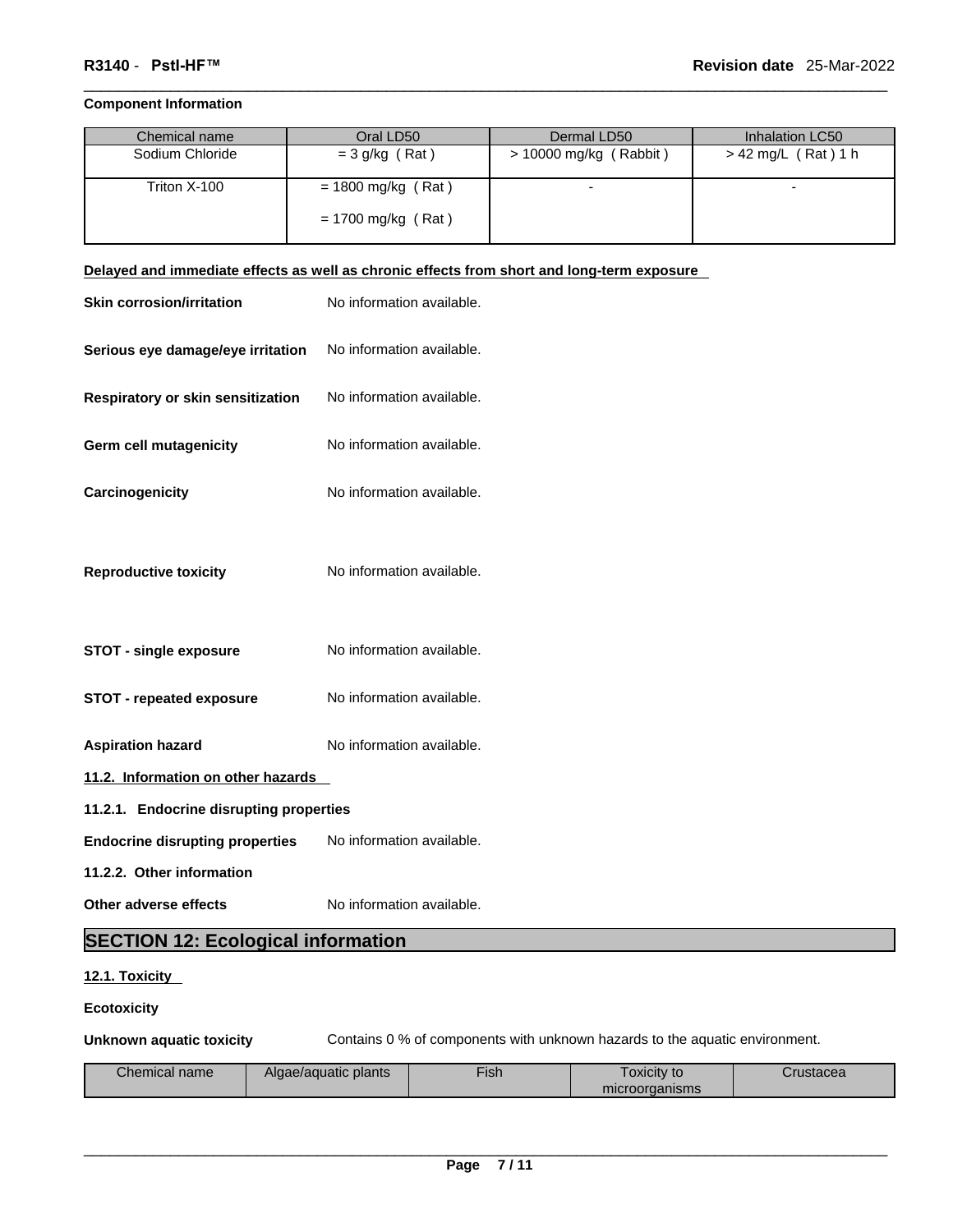**Component Information**

| Chemical name | Oral LD50 | Dermal LD50 | Inhalation LC50 |
| --- | --- | --- | --- |
| Sodium Chloride | = 3 g/kg ( Rat ) | > 10000 mg/kg ( Rabbit ) | > 42 mg/L ( Rat ) 1 h |
| Triton X-100 | = 1800 mg/kg ( Rat )<br>= 1700 mg/kg ( Rat ) | - | - |

**Delayed and immediate effects as well as chronic effects from short and long-term exposure**

**Skin corrosion/irritation** No information available.

**Serious eye damage/eye irritation** No information available.

**Respiratory or skin sensitization** No information available.

**Germ cell mutagenicity** No information available.

**Carcinogenicity** No information available.

**Reproductive toxicity** No information available.

**STOT - single exposure** No information available.

**STOT - repeated exposure** No information available.

**Aspiration hazard** No information available.

**11.2. Information on other hazards**

**11.2.1. Endocrine disrupting properties**

**Endocrine disrupting properties** No information available.

**11.2.2. Other information**

**Other adverse effects** No information available.

## SECTION 12: Ecological information

**12.1. Toxicity**

**Ecotoxicity**

**Unknown aquatic toxicity** Contains 0 % of components with unknown hazards to the aquatic environment.

| Chemical name | Algae/aquatic plants | Fish | Toxicity to microorganisms | Crustacea |
| --- | --- | --- | --- | --- |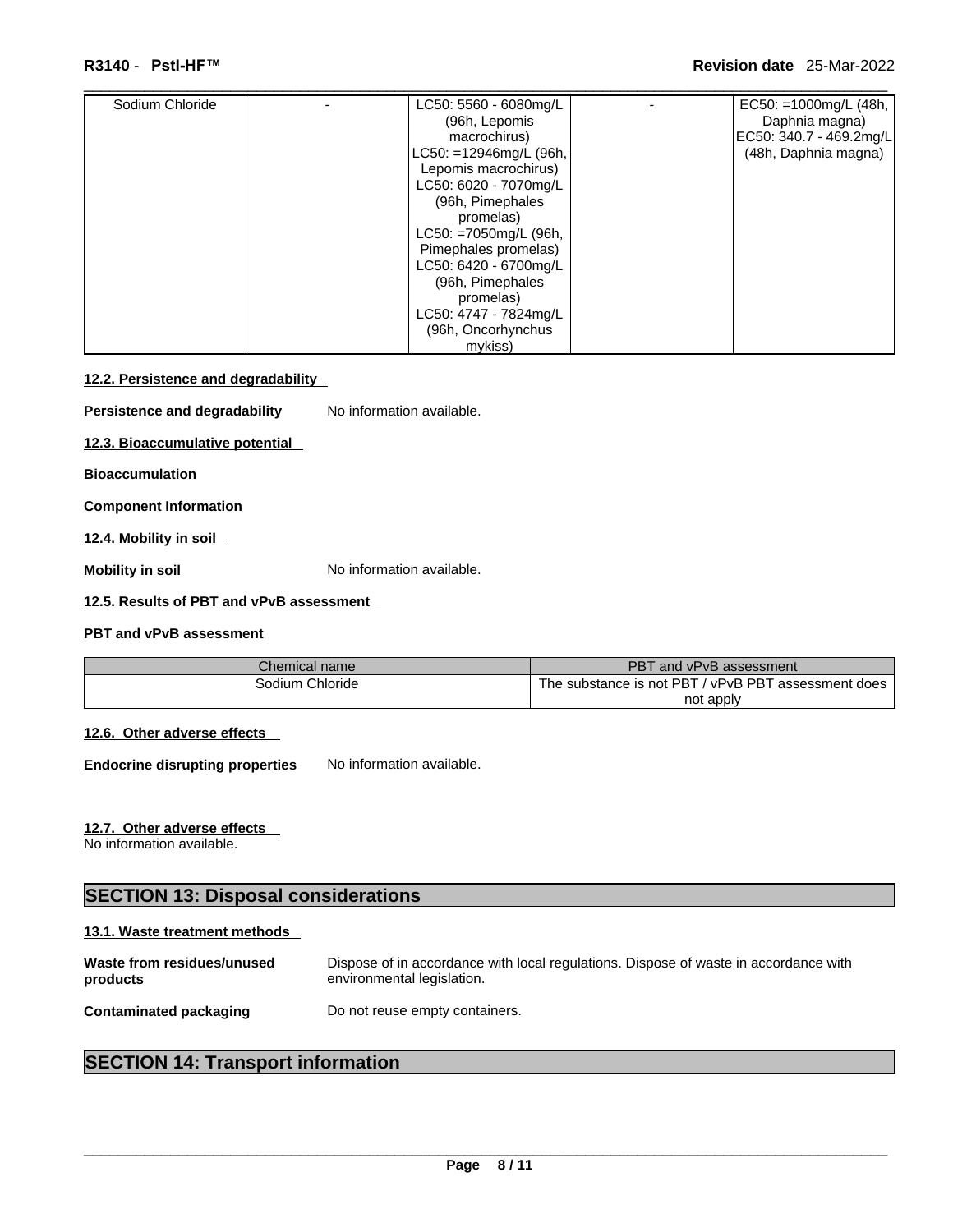| Sodium Chloride | - | LC50: 5560 - 6080mg/L (96h, Lepomis macrochirus) LC50: =12946mg/L (96h, Lepomis macrochirus) LC50: 6020 - 7070mg/L (96h, Pimephales promelas) LC50: =7050mg/L (96h, Pimephales promelas) LC50: 6420 - 6700mg/L (96h, Pimephales promelas) LC50: 4747 - 7824mg/L (96h, Oncorhynchus mykiss) | - | EC50: =1000mg/L (48h, Daphnia magna) EC50: 340.7 - 469.2mg/L (48h, Daphnia magna) |
|---|---|---|---|---|

**12.2. Persistence and degradability**

**Persistence and degradability** No information available.

**12.3. Bioaccumulative potential**

**Bioaccumulation**

**Component Information**

**12.4. Mobility in soil**

**Mobility in soil** No information available.

**12.5. Results of PBT and vPvB assessment**

**PBT and vPvB assessment**

| Chemical name | PBT and vPvB assessment |
|---|---|
| Sodium Chloride | The substance is not PBT / vPvB PBT assessment does not apply |

**12.6. Other adverse effects**

**Endocrine disrupting properties** No information available.

**12.7. Other adverse effects**

No information available.

## SECTION 13: Disposal considerations

**13.1. Waste treatment methods**

**Waste from residues/unused products** Dispose of in accordance with local regulations. Dispose of waste in accordance with environmental legislation.

**Contaminated packaging** Do not reuse empty containers.

## SECTION 14: Transport information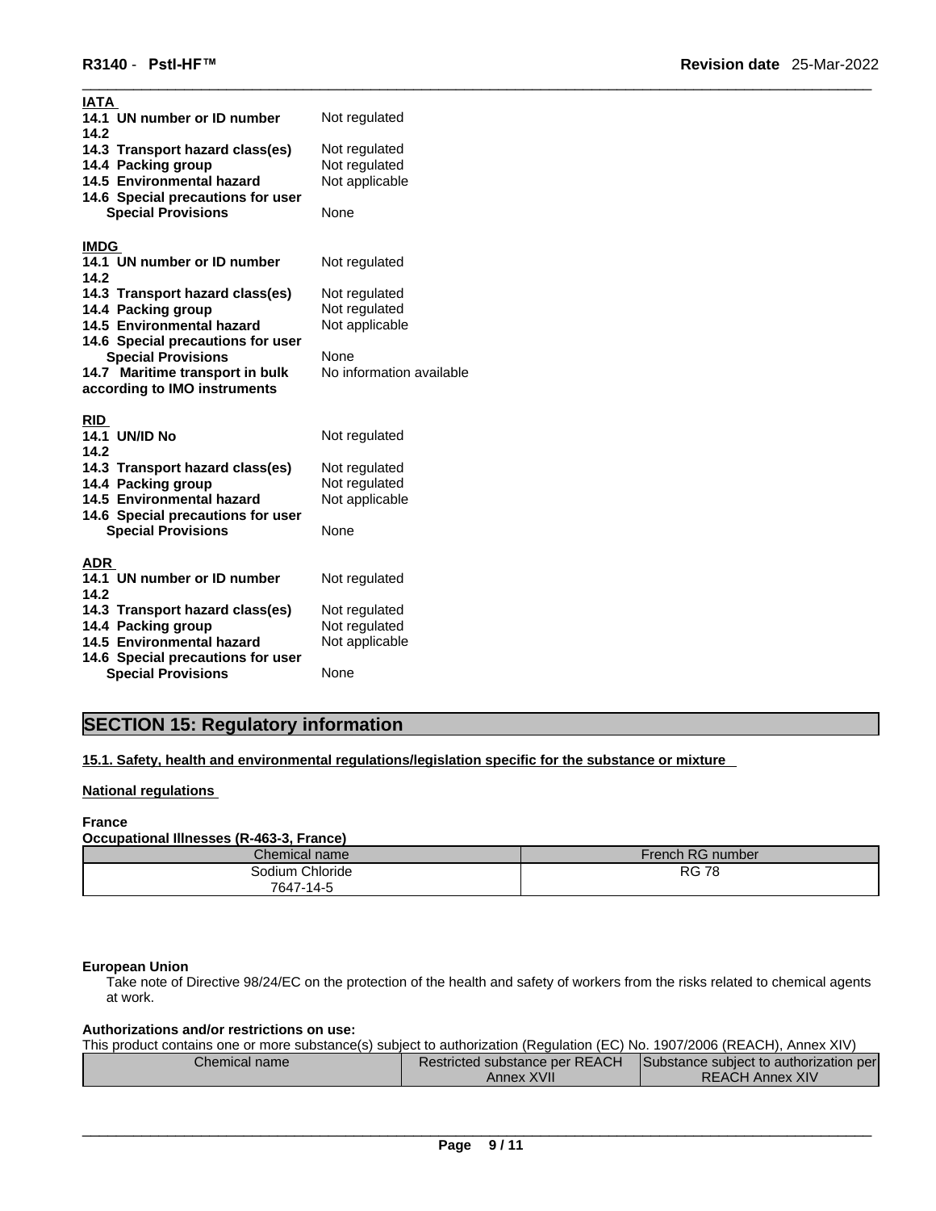**IATA**

| | |
|---|---|
| **14.1 UN number or ID number** | Not regulated |
| **14.2** | |
| **14.3 Transport hazard class(es)** | Not regulated |
| **14.4 Packing group** | Not regulated |
| **14.5 Environmental hazard** | Not applicable |
| **14.6 Special precautions for user** | |
| **Special Provisions** | None |

**IMDG**

| | |
|---|---|
| **14.1 UN number or ID number** | Not regulated |
| **14.2** | |
| **14.3 Transport hazard class(es)** | Not regulated |
| **14.4 Packing group** | Not regulated |
| **14.5 Environmental hazard** | Not applicable |
| **14.6 Special precautions for user** | |
| **Special Provisions** | None |
| **14.7 Maritime transport in bulk according to IMO instruments** | No information available |

**RID**

| | |
|---|---|
| **14.1 UN/ID No** | Not regulated |
| **14.2** | |
| **14.3 Transport hazard class(es)** | Not regulated |
| **14.4 Packing group** | Not regulated |
| **14.5 Environmental hazard** | Not applicable |
| **14.6 Special precautions for user** | |
| **Special Provisions** | None |

**ADR**

| | |
|---|---|
| **14.1 UN number or ID number** | Not regulated |
| **14.2** | |
| **14.3 Transport hazard class(es)** | Not regulated |
| **14.4 Packing group** | Not regulated |
| **14.5 Environmental hazard** | Not applicable |
| **14.6 Special precautions for user** | |
| **Special Provisions** | None |

## SECTION 15: Regulatory information

**15.1. Safety, health and environmental regulations/legislation specific for the substance or mixture**

**National regulations**

**France**

**Occupational Illnesses (R-463-3, France)**

| Chemical name | French RG number |
|---|---|
| Sodium Chloride 7647-14-5 | RG 78 |

**European Union**

Take note of Directive 98/24/EC on the protection of the health and safety of workers from the risks related to chemical agents at work.

**Authorizations and/or restrictions on use:**

This product contains one or more substance(s) subject to authorization (Regulation (EC) No. 1907/2006 (REACH), Annex XIV)

| Chemical name | Restricted substance per REACH Annex XVII | Substance subject to authorization per REACH Annex XIV |
|---|---|---|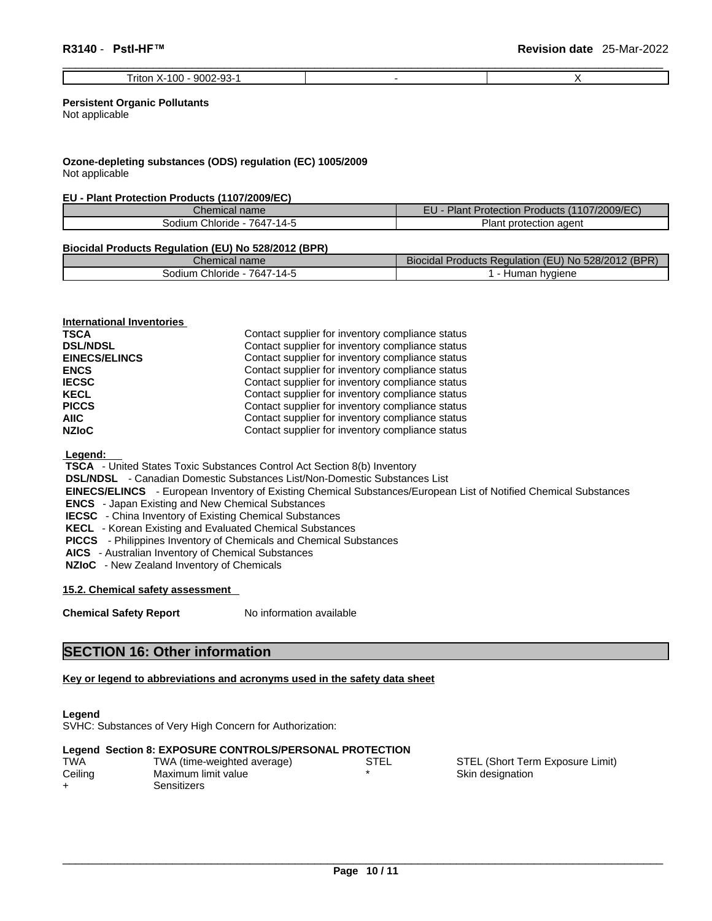| Triton X-100 - 9002-93-1 | - | X |
|---|---|---|

**Persistent Organic Pollutants**
Not applicable

**Ozone-depleting substances (ODS) regulation (EC) 1005/2009**
Not applicable

**EU - Plant Protection Products (1107/2009/EC)**

| Chemical name | EU - Plant Protection Products (1107/2009/EC) |
|---|---|
| Sodium Chloride - 7647-14-5 | Plant protection agent |

**Biocidal Products Regulation (EU) No 528/2012 (BPR)**

| Chemical name | Biocidal Products Regulation (EU) No 528/2012 (BPR) |
|---|---|
| Sodium Chloride - 7647-14-5 | 1 - Human hygiene |

**International Inventories**

| | |
|---|---|
| **TSCA** | Contact supplier for inventory compliance status |
| **DSL/NDSL** | Contact supplier for inventory compliance status |
| **EINECS/ELINCS** | Contact supplier for inventory compliance status |
| **ENCS** | Contact supplier for inventory compliance status |
| **IECSC** | Contact supplier for inventory compliance status |
| **KECL** | Contact supplier for inventory compliance status |
| **PICCS** | Contact supplier for inventory compliance status |
| **AIIC** | Contact supplier for inventory compliance status |
| **NZIoC** | Contact supplier for inventory compliance status |

**Legend:**
**TSCA** - United States Toxic Substances Control Act Section 8(b) Inventory
**DSL/NDSL** - Canadian Domestic Substances List/Non-Domestic Substances List
**EINECS/ELINCS** - European Inventory of Existing Chemical Substances/European List of Notified Chemical Substances
**ENCS** - Japan Existing and New Chemical Substances
**IECSC** - China Inventory of Existing Chemical Substances
**KECL** - Korean Existing and Evaluated Chemical Substances
**PICCS** - Philippines Inventory of Chemicals and Chemical Substances
**AICS** - Australian Inventory of Chemical Substances
**NZIoC** - New Zealand Inventory of Chemicals

**15.2. Chemical safety assessment**

**Chemical Safety Report** No information available

## SECTION 16: Other information

**Key or legend to abbreviations and acronyms used in the safety data sheet**

**Legend**
SVHC: Substances of Very High Concern for Authorization:

**Legend Section 8: EXPOSURE CONTROLS/PERSONAL PROTECTION**

| | | | |
|---|---|---|---|
| TWA | TWA (time-weighted average) | STEL | STEL (Short Term Exposure Limit) |
| Ceiling | Maximum limit value | * | Skin designation |
| + | Sensitizers | | |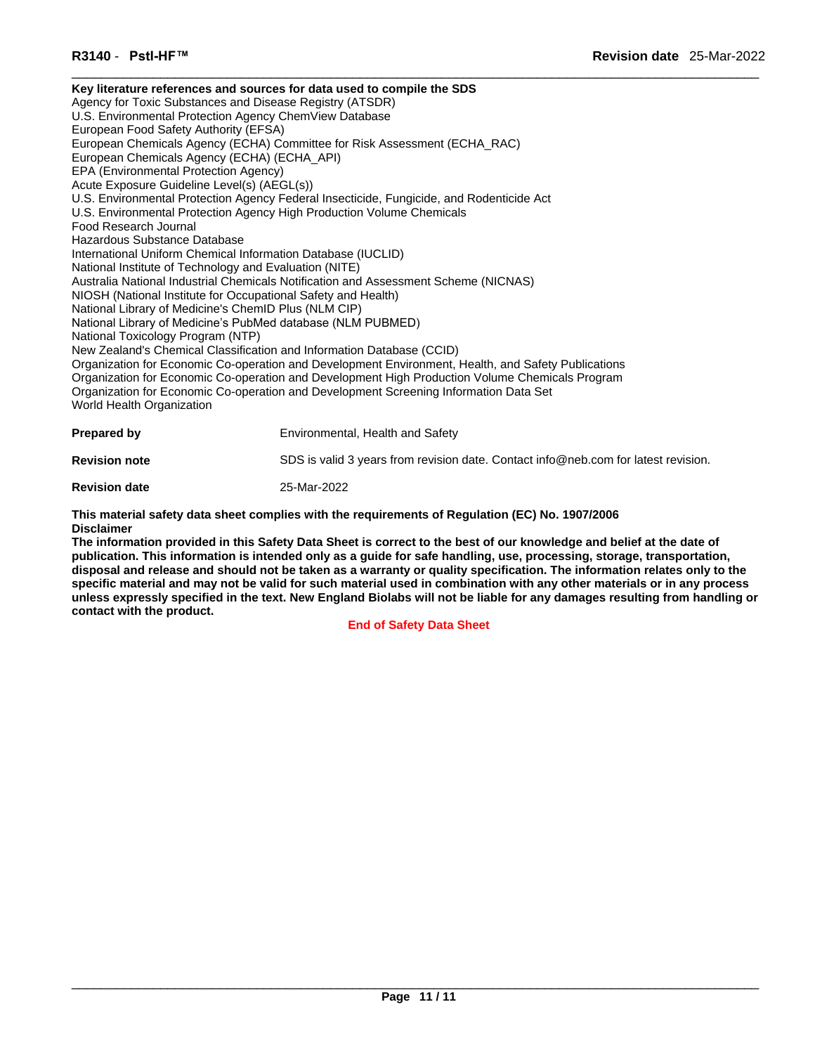**Key literature references and sources for data used to compile the SDS**

Agency for Toxic Substances and Disease Registry (ATSDR)
U.S. Environmental Protection Agency ChemView Database
European Food Safety Authority (EFSA)
European Chemicals Agency (ECHA) Committee for Risk Assessment (ECHA_RAC)
European Chemicals Agency (ECHA) (ECHA_API)
EPA (Environmental Protection Agency)
Acute Exposure Guideline Level(s) (AEGL(s))
U.S. Environmental Protection Agency Federal Insecticide, Fungicide, and Rodenticide Act
U.S. Environmental Protection Agency High Production Volume Chemicals
Food Research Journal
Hazardous Substance Database
International Uniform Chemical Information Database (IUCLID)
National Institute of Technology and Evaluation (NITE)
Australia National Industrial Chemicals Notification and Assessment Scheme (NICNAS)
NIOSH (National Institute for Occupational Safety and Health)
National Library of Medicine's ChemID Plus (NLM CIP)
National Library of Medicine's PubMed database (NLM PUBMED)
National Toxicology Program (NTP)
New Zealand's Chemical Classification and Information Database (CCID)
Organization for Economic Co-operation and Development Environment, Health, and Safety Publications
Organization for Economic Co-operation and Development High Production Volume Chemicals Program
Organization for Economic Co-operation and Development Screening Information Data Set
World Health Organization

| | |
|---|---|
| **Prepared by** | Environmental, Health and Safety |
| **Revision note** | SDS is valid 3 years from revision date. Contact info@neb.com for latest revision. |
| **Revision date** | 25-Mar-2022 |

**This material safety data sheet complies with the requirements of Regulation (EC) No. 1907/2006**

**Disclaimer**

**The information provided in this Safety Data Sheet is correct to the best of our knowledge and belief at the date of publication. This information is intended only as a guide for safe handling, use, processing, storage, transportation, disposal and release and should not be taken as a warranty or quality specification. The information relates only to the specific material and may not be valid for such material used in combination with any other materials or in any process unless expressly specified in the text. New England Biolabs will not be liable for any damages resulting from handling or contact with the product.**

**End of Safety Data Sheet**